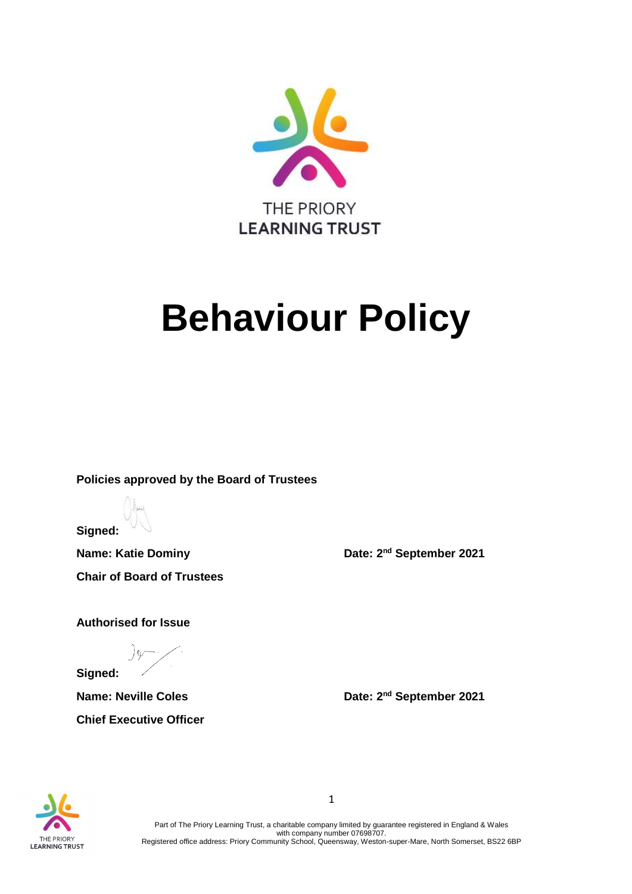THE PRIORY
LEARNING TRUST

# Behaviour Policy

**Policies approved by the Board of Trustees**

**Signed:**

**Name: Katie Dominy** **Date: 2nd September 2021**

**Chair of Board of Trustees**

**Authorised for Issue**

**Signed:**

**Name: Neville Coles** **Date: 2nd September 2021**

**Chief Executive Officer**

Part of The Priory Learning Trust, a charitable company limited by guarantee registered in England & Wales with company number 07698707.
Registered office address: Priory Community School, Queensway, Weston-super-Mare, North Somerset, BS22 6BP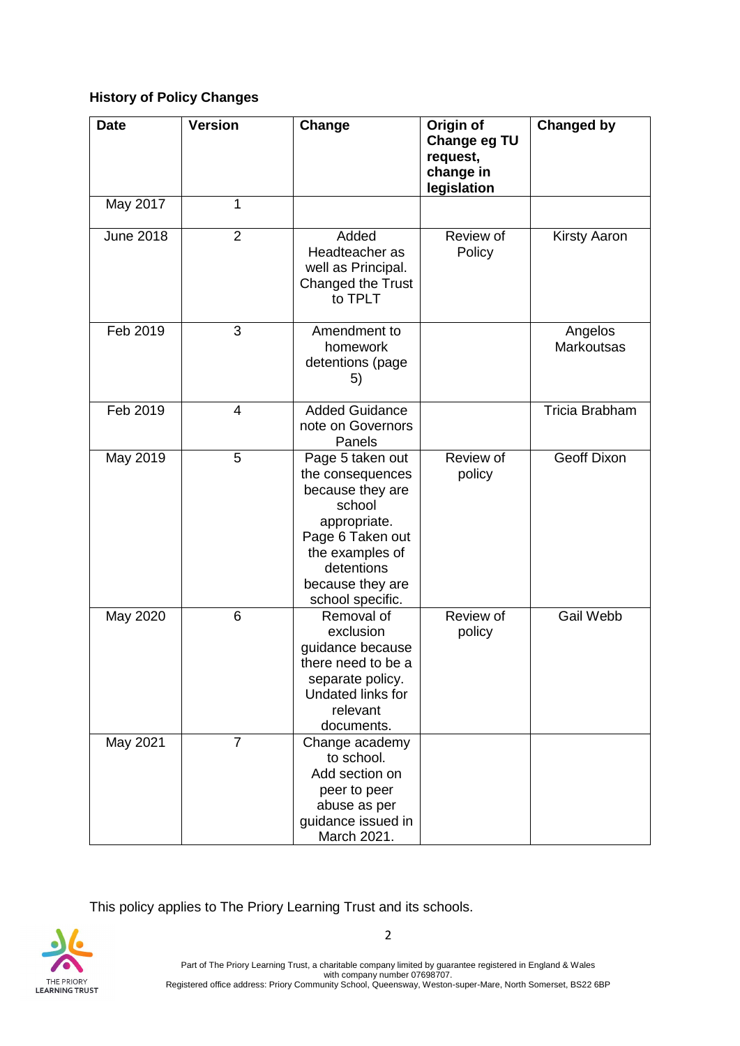**History of Policy Changes**

| Date | Version | Change | Origin of Change eg TU request, change in legislation | Changed by |
|---|---|---|---|---|
| May 2017 | 1 | | | |
| June 2018 | 2 | Added Headteacher as well as Principal. Changed the Trust to TPLT | Review of Policy | Kirsty Aaron |
| Feb 2019 | 3 | Amendment to homework detentions (page 5) | | Angelos Markoutsas |
| Feb 2019 | 4 | Added Guidance note on Governors Panels | | Tricia Brabham |
| May 2019 | 5 | Page 5 taken out the consequences because they are school appropriate. Page 6 Taken out the examples of detentions because they are school specific. | Review of policy | Geoff Dixon |
| May 2020 | 6 | Removal of exclusion guidance because there need to be a separate policy. Undated links for relevant documents. | Review of policy | Gail Webb |
| May 2021 | 7 | Change academy to school. Add section on peer to peer abuse as per guidance issued in March 2021. | | |

This policy applies to The Priory Learning Trust and its schools.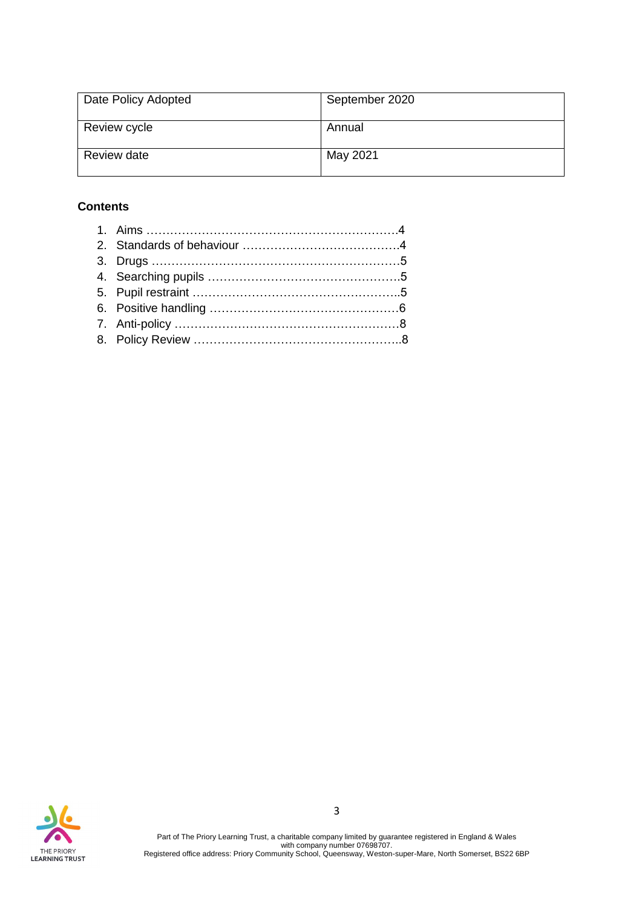| Date Policy Adopted | September 2020 |
| --- | --- |
| Review cycle | Annual |
| Review date | May 2021 |

**Contents**

1. Aims ……………………………………………………….4
2. Standards of behaviour ………………………………….4
3. Drugs ………………………………………………………5
4. Searching pupils …………………………………………5
5. Pupil restraint ……………………………………………..5
6. Positive handling …………………………………………6
7. Anti-policy ………………………………………………….8
8. Policy Review ……………………………………………..8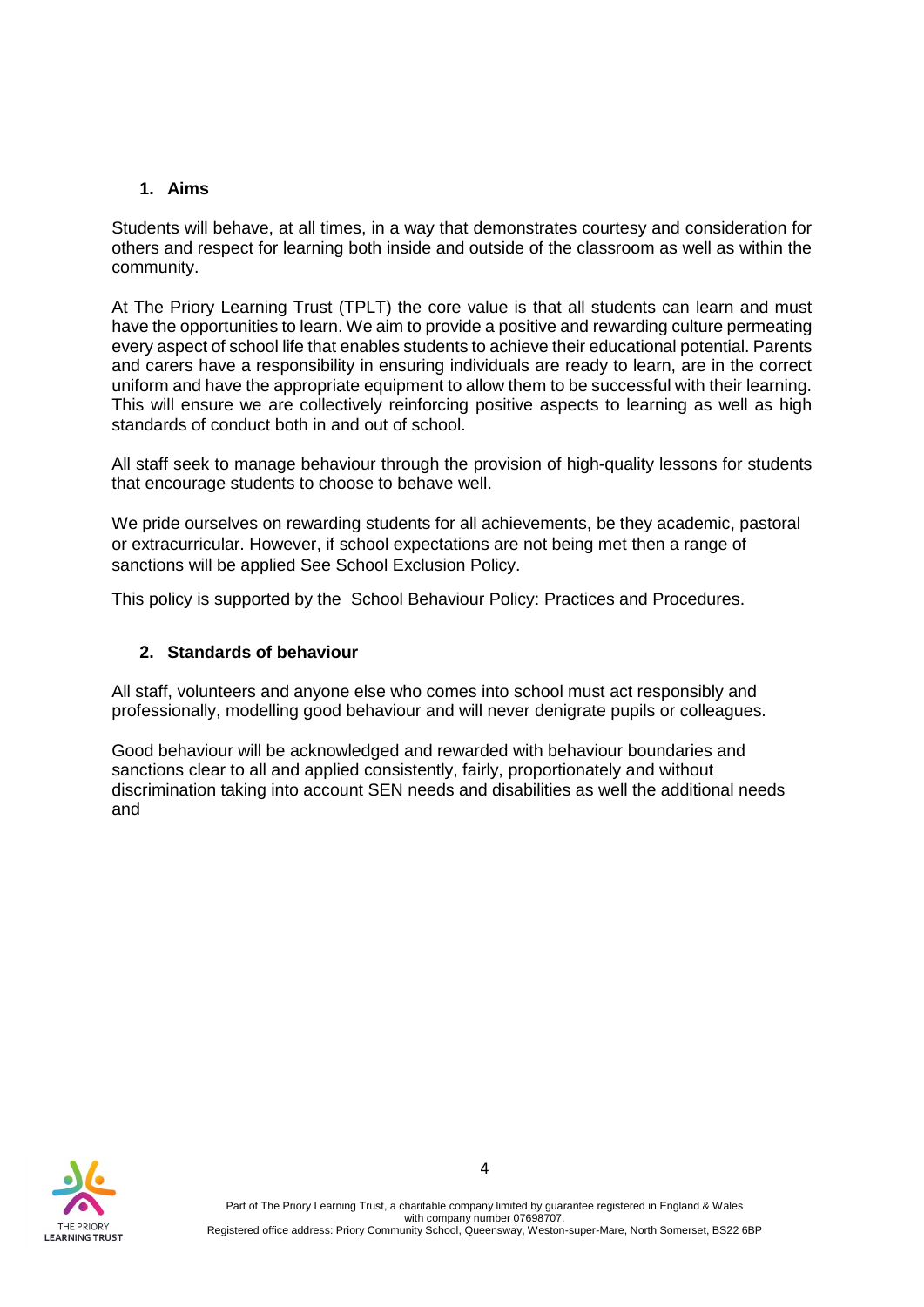## 1. Aims

Students will behave, at all times, in a way that demonstrates courtesy and consideration for others and respect for learning both inside and outside of the classroom as well as within the community.

At The Priory Learning Trust (TPLT) the core value is that all students can learn and must have the opportunities to learn. We aim to provide a positive and rewarding culture permeating every aspect of school life that enables students to achieve their educational potential. Parents and carers have a responsibility in ensuring individuals are ready to learn, are in the correct uniform and have the appropriate equipment to allow them to be successful with their learning. This will ensure we are collectively reinforcing positive aspects to learning as well as high standards of conduct both in and out of school.

All staff seek to manage behaviour through the provision of high-quality lessons for students that encourage students to choose to behave well.

We pride ourselves on rewarding students for all achievements, be they academic, pastoral or extracurricular. However, if school expectations are not being met then a range of sanctions will be applied See School Exclusion Policy.

This policy is supported by the School Behaviour Policy: Practices and Procedures.

## 2. Standards of behaviour

All staff, volunteers and anyone else who comes into school must act responsibly and professionally, modelling good behaviour and will never denigrate pupils or colleagues.

Good behaviour will be acknowledged and rewarded with behaviour boundaries and sanctions clear to all and applied consistently, fairly, proportionately and without discrimination taking into account SEN needs and disabilities as well the additional needs and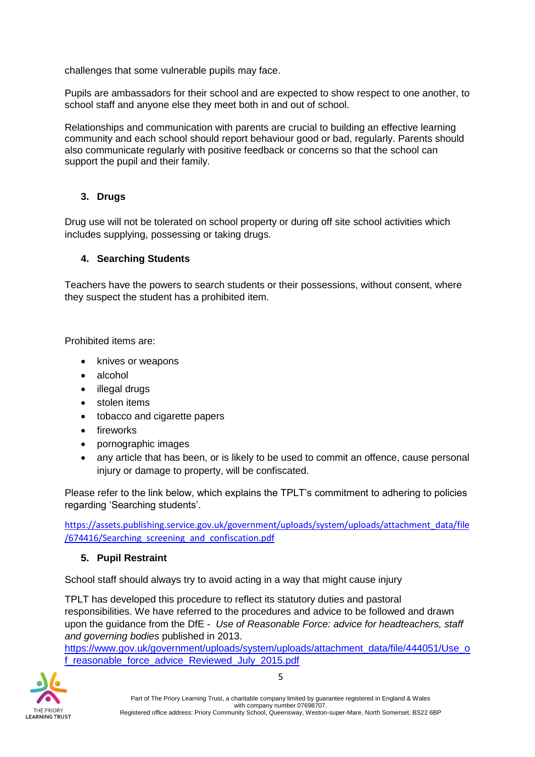challenges that some vulnerable pupils may face.

Pupils are ambassadors for their school and are expected to show respect to one another, to school staff and anyone else they meet both in and out of school.

Relationships and communication with parents are crucial to building an effective learning community and each school should report behaviour good or bad, regularly. Parents should also communicate regularly with positive feedback or concerns so that the school can support the pupil and their family.

### 3. Drugs

Drug use will not be tolerated on school property or during off site school activities which includes supplying, possessing or taking drugs.

### 4. Searching Students

Teachers have the powers to search students or their possessions, without consent, where they suspect the student has a prohibited item.

Prohibited items are:

- knives or weapons
- alcohol
- illegal drugs
- stolen items
- tobacco and cigarette papers
- fireworks
- pornographic images
- any article that has been, or is likely to be used to commit an offence, cause personal injury or damage to property, will be confiscated.

Please refer to the link below, which explains the TPLT's commitment to adhering to policies regarding 'Searching students'.

https://assets.publishing.service.gov.uk/government/uploads/system/uploads/attachment_data/file/674416/Searching_screening_and_confiscation.pdf

### 5. Pupil Restraint

School staff should always try to avoid acting in a way that might cause injury

TPLT has developed this procedure to reflect its statutory duties and pastoral responsibilities. We have referred to the procedures and advice to be followed and drawn upon the guidance from the DfE - *Use of Reasonable Force: advice for headteachers, staff and governing bodies* published in 2013.
https://www.gov.uk/government/uploads/system/uploads/attachment_data/file/444051/Use_of_reasonable_force_advice_Reviewed_July_2015.pdf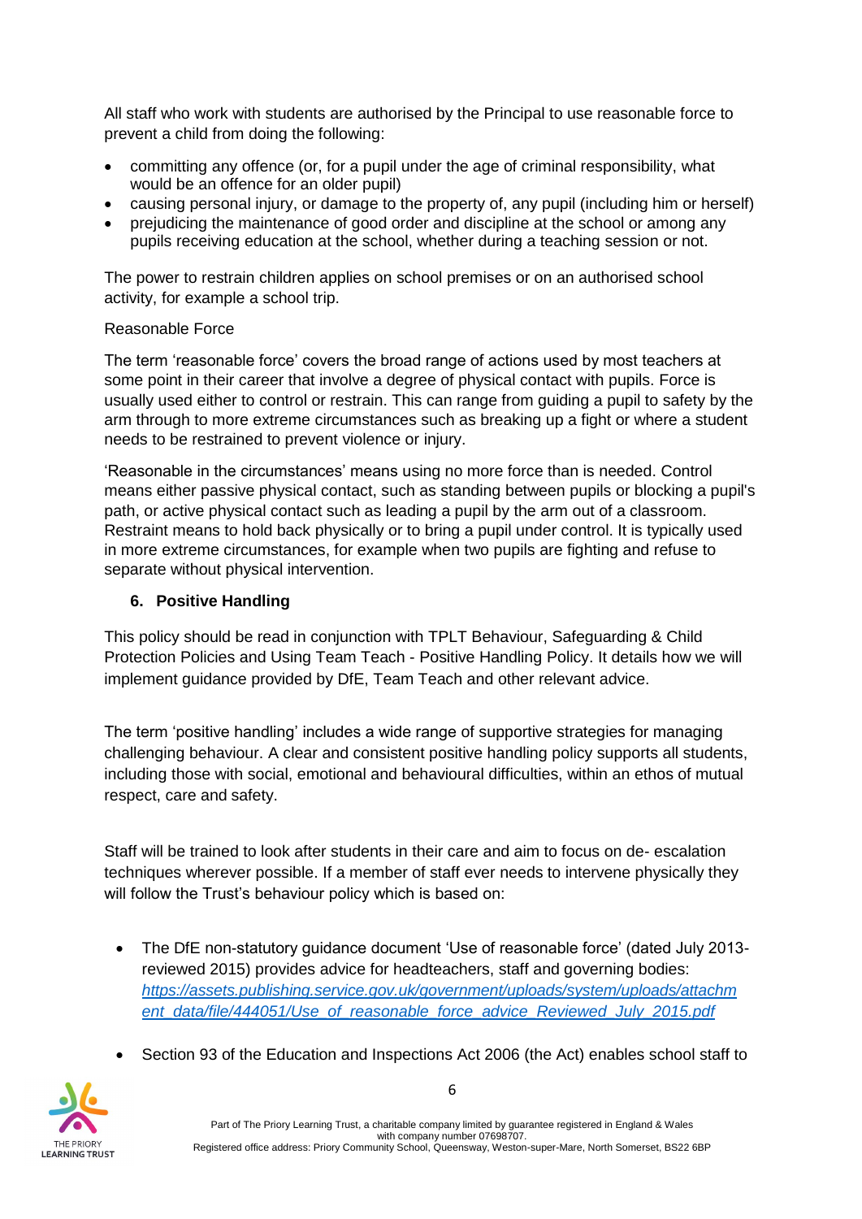All staff who work with students are authorised by the Principal to use reasonable force to prevent a child from doing the following:

- committing any offence (or, for a pupil under the age of criminal responsibility, what would be an offence for an older pupil)
- causing personal injury, or damage to the property of, any pupil (including him or herself)
- prejudicing the maintenance of good order and discipline at the school or among any pupils receiving education at the school, whether during a teaching session or not.

The power to restrain children applies on school premises or on an authorised school activity, for example a school trip.

Reasonable Force

The term 'reasonable force' covers the broad range of actions used by most teachers at some point in their career that involve a degree of physical contact with pupils. Force is usually used either to control or restrain. This can range from guiding a pupil to safety by the arm through to more extreme circumstances such as breaking up a fight or where a student needs to be restrained to prevent violence or injury.

'Reasonable in the circumstances' means using no more force than is needed. Control means either passive physical contact, such as standing between pupils or blocking a pupil's path, or active physical contact such as leading a pupil by the arm out of a classroom. Restraint means to hold back physically or to bring a pupil under control. It is typically used in more extreme circumstances, for example when two pupils are fighting and refuse to separate without physical intervention.

## 6. Positive Handling

This policy should be read in conjunction with TPLT Behaviour, Safeguarding & Child Protection Policies and Using Team Teach - Positive Handling Policy. It details how we will implement guidance provided by DfE, Team Teach and other relevant advice.

The term 'positive handling' includes a wide range of supportive strategies for managing challenging behaviour. A clear and consistent positive handling policy supports all students, including those with social, emotional and behavioural difficulties, within an ethos of mutual respect, care and safety.

Staff will be trained to look after students in their care and aim to focus on de- escalation techniques wherever possible. If a member of staff ever needs to intervene physically they will follow the Trust's behaviour policy which is based on:

- The DfE non-statutory guidance document 'Use of reasonable force' (dated July 2013- reviewed 2015) provides advice for headteachers, staff and governing bodies: [https://assets.publishing.service.gov.uk/government/uploads/system/uploads/attachment_data/file/444051/Use_of_reasonable_force_advice_Reviewed_July_2015.pdf](https://assets.publishing.service.gov.uk/government/uploads/system/uploads/attachment_data/file/444051/Use_of_reasonable_force_advice_Reviewed_July_2015.pdf)
- Section 93 of the Education and Inspections Act 2006 (the Act) enables school staff to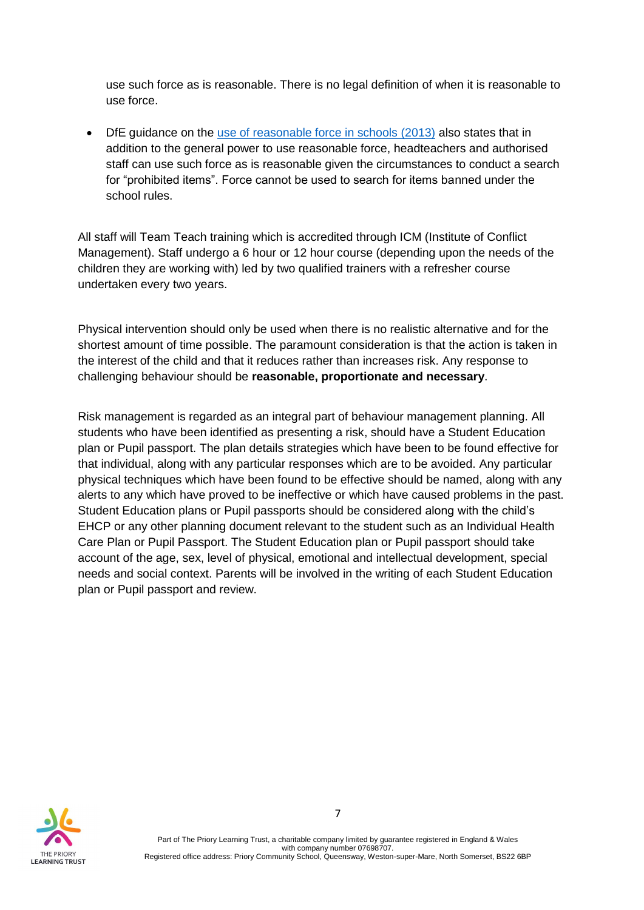use such force as is reasonable. There is no legal definition of when it is reasonable to use force.

- DfE guidance on the [use of reasonable force in schools (2013)]() also states that in addition to the general power to use reasonable force, headteachers and authorised staff can use such force as is reasonable given the circumstances to conduct a search for "prohibited items". Force cannot be used to search for items banned under the school rules.

All staff will Team Teach training which is accredited through ICM (Institute of Conflict Management). Staff undergo a 6 hour or 12 hour course (depending upon the needs of the children they are working with) led by two qualified trainers with a refresher course undertaken every two years.

Physical intervention should only be used when there is no realistic alternative and for the shortest amount of time possible. The paramount consideration is that the action is taken in the interest of the child and that it reduces rather than increases risk. Any response to challenging behaviour should be **reasonable, proportionate and necessary**.

Risk management is regarded as an integral part of behaviour management planning. All students who have been identified as presenting a risk, should have a Student Education plan or Pupil passport. The plan details strategies which have been to be found effective for that individual, along with any particular responses which are to be avoided. Any particular physical techniques which have been found to be effective should be named, along with any alerts to any which have proved to be ineffective or which have caused problems in the past. Student Education plans or Pupil passports should be considered along with the child's EHCP or any other planning document relevant to the student such as an Individual Health Care Plan or Pupil Passport. The Student Education plan or Pupil passport should take account of the age, sex, level of physical, emotional and intellectual development, special needs and social context. Parents will be involved in the writing of each Student Education plan or Pupil passport and review.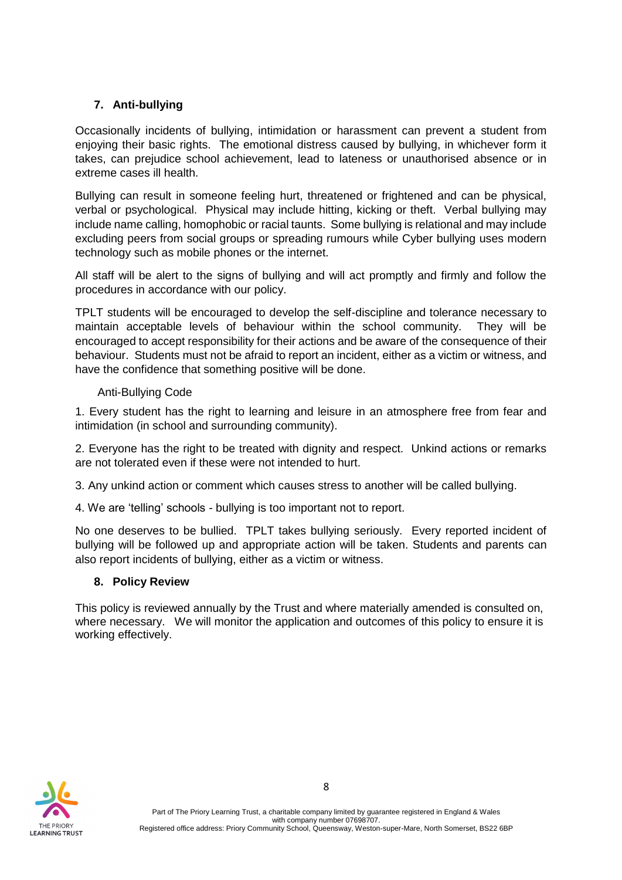## 7. Anti-bullying

Occasionally incidents of bullying, intimidation or harassment can prevent a student from enjoying their basic rights. The emotional distress caused by bullying, in whichever form it takes, can prejudice school achievement, lead to lateness or unauthorised absence or in extreme cases ill health.

Bullying can result in someone feeling hurt, threatened or frightened and can be physical, verbal or psychological. Physical may include hitting, kicking or theft. Verbal bullying may include name calling, homophobic or racial taunts. Some bullying is relational and may include excluding peers from social groups or spreading rumours while Cyber bullying uses modern technology such as mobile phones or the internet.

All staff will be alert to the signs of bullying and will act promptly and firmly and follow the procedures in accordance with our policy.

TPLT students will be encouraged to develop the self-discipline and tolerance necessary to maintain acceptable levels of behaviour within the school community. They will be encouraged to accept responsibility for their actions and be aware of the consequence of their behaviour. Students must not be afraid to report an incident, either as a victim or witness, and have the confidence that something positive will be done.

Anti-Bullying Code

1. Every student has the right to learning and leisure in an atmosphere free from fear and intimidation (in school and surrounding community).

2. Everyone has the right to be treated with dignity and respect. Unkind actions or remarks are not tolerated even if these were not intended to hurt.

3. Any unkind action or comment which causes stress to another will be called bullying.

4. We are 'telling' schools - bullying is too important not to report.

No one deserves to be bullied. TPLT takes bullying seriously. Every reported incident of bullying will be followed up and appropriate action will be taken. Students and parents can also report incidents of bullying, either as a victim or witness.

## 8. Policy Review

This policy is reviewed annually by the Trust and where materially amended is consulted on, where necessary. We will monitor the application and outcomes of this policy to ensure it is working effectively.